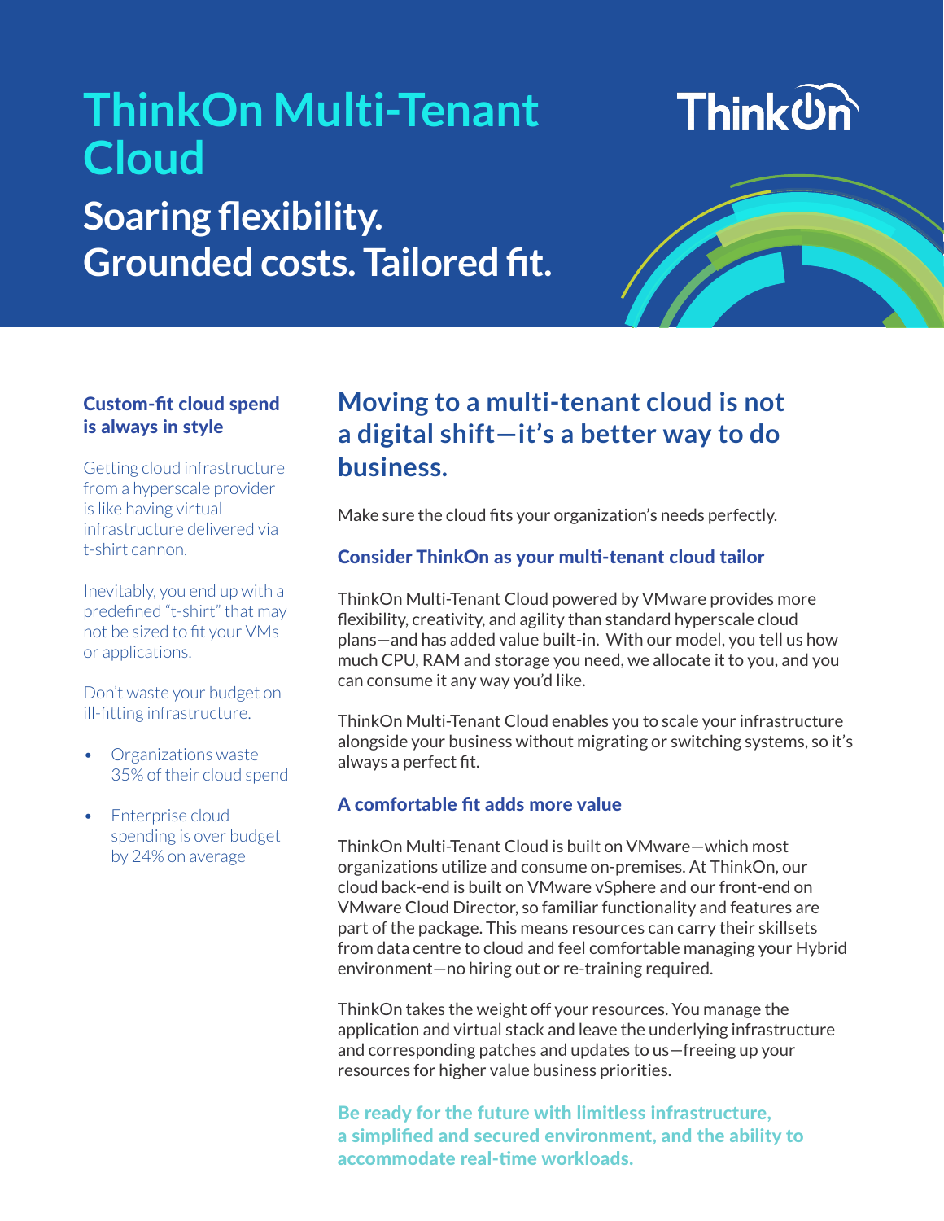# ThinkOn Multi-Tenant Cloud

## Soaring flexibility. Grounded costs. Tailored fit.

### Custom-fit cloud spend is always in style

Getting cloud infrastructure from a hyperscale provider is like having virtual infrastructure delivered via t-shirt cannon.

Inevitably, you end up with a predefined "t-shirt" that may not be sized to fit your VMs or applications.

Don't waste your budget on ill-fitting infrastructure.

- Organizations waste 35% of their cloud spend
- Enterprise cloud spending is over budget by 24% on average

## Moving to a multi-tenant cloud is not a digital shift—it's a better way to do business.

Make sure the cloud fits your organization's needs perfectly.

### Consider ThinkOn as your multi-tenant cloud tailor

ThinkOn Multi-Tenant Cloud powered by VMware provides more flexibility, creativity, and agility than standard hyperscale cloud plans—and has added value built-in. With our model, you tell us how much CPU, RAM and storage you need, we allocate it to you, and you can consume it any way you'd like.

ThinkOn Multi-Tenant Cloud enables you to scale your infrastructure alongside your business without migrating or switching systems, so it's always a perfect fit.

### A comfortable fit adds more value

ThinkOn Multi-Tenant Cloud is built on VMware—which most organizations utilize and consume on-premises. At ThinkOn, our cloud back-end is built on VMware vSphere and our front-end on VMware Cloud Director, so familiar functionality and features are part of the package. This means resources can carry their skillsets from data centre to cloud and feel comfortable managing your Hybrid environment—no hiring out or re-training required.

ThinkOn takes the weight off your resources. You manage the application and virtual stack and leave the underlying infrastructure and corresponding patches and updates to us—freeing up your resources for higher value business priorities.

**Be ready for the future with limitless infrastructure, a simplified and secured environment, and the ability to accommodate real-time workloads.**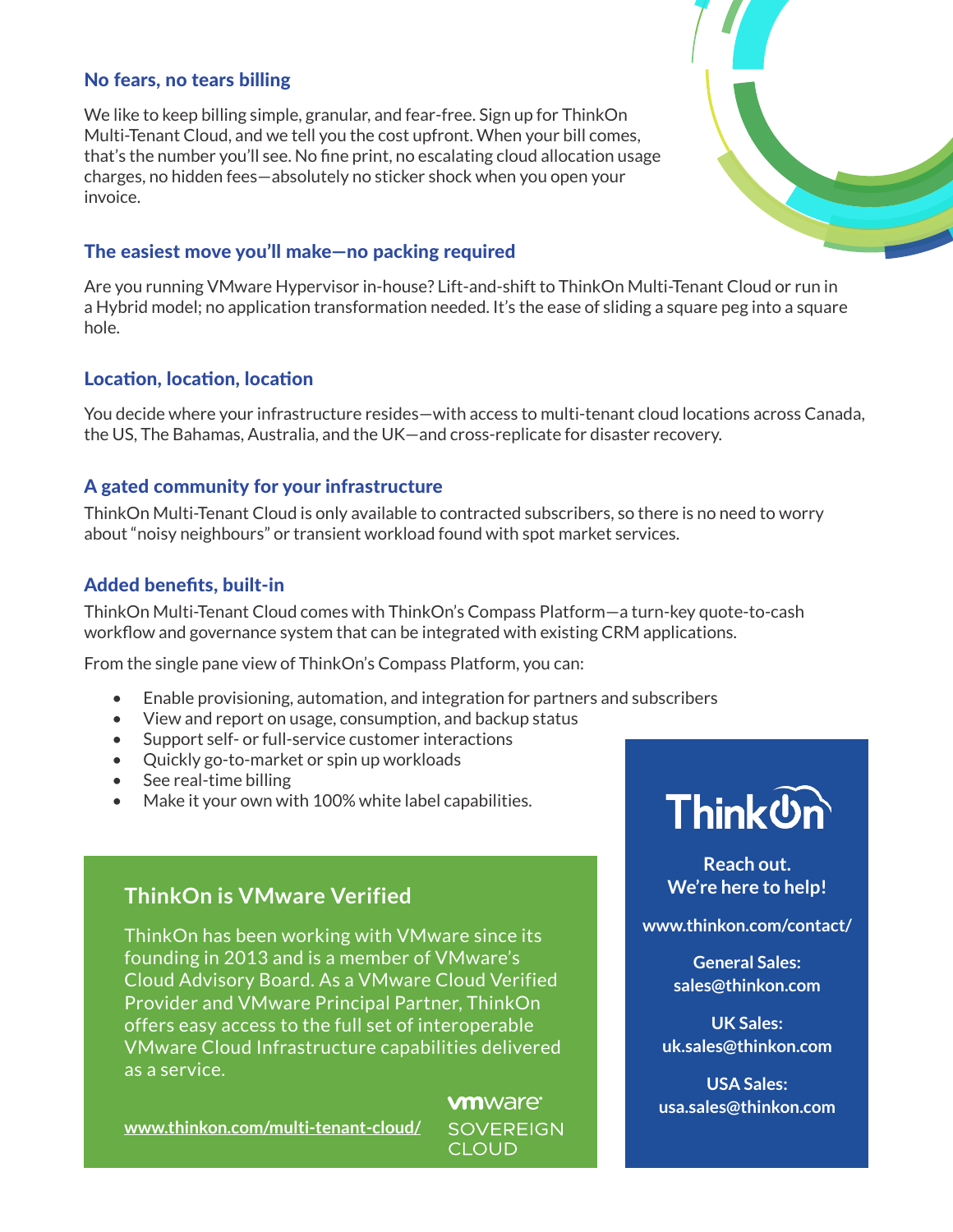### No fears, no tears billing

We like to keep billing simple, granular, and fear-free. Sign up for ThinkOn Multi-Tenant Cloud, and we tell you the cost upfront. When your bill comes, that's the number you'll see. No fine print, no escalating cloud allocation usage charges, no hidden fees—absolutely no sticker shock when you open your invoice.

### The easiest move you'll make—no packing required

Are you running VMware Hypervisor in-house? Lift-and-shift to ThinkOn Multi-Tenant Cloud or run in a Hybrid model; no application transformation needed. It's the ease of sliding a square peg into a square hole.

### Location, location, location

You decide where your infrastructure resides—with access to multi-tenant cloud locations across Canada, the US, The Bahamas, Australia, and the UK—and cross-replicate for disaster recovery.

### A gated community for your infrastructure

ThinkOn Multi-Tenant Cloud is only available to contracted subscribers, so there is no need to worry about "noisy neighbours" or transient workload found with spot market services.

### Added benefits, built-in

ThinkOn Multi-Tenant Cloud comes with ThinkOn's Compass Platform—a turn-key quote-to-cash workflow and governance system that can be integrated with existing CRM applications.

From the single pane view of ThinkOn's Compass Platform, you can:

- Enable provisioning, automation, and integration for partners and subscribers
- View and report on usage, consumption, and backup status
- Support self- or full-service customer interactions
- Quickly go-to-market or spin up workloads
- See real-time billing
- Make it your own with 100% white label capabilities.

### ThinkOn is VMware Verified

ThinkOn has been working with VMware since its founding in 2013 and is a member of VMware's Cloud Advisory Board. As a VMware Cloud Verified Provider and VMware Principal Partner, ThinkOn offers easy access to the full set of interoperable VMware Cloud Infrastructure capabilities delivered as a service.

www.thinkon.com/multi-tenant-cloud/

vmware SOVEREIGN CLOUD

ThinkOn

**Reach out.
We're here to help!**

**www.thinkon.com/contact/**

**General Sales:**
**sales@thinkon.com**

**UK Sales:**
**uk.sales@thinkon.com**

**USA Sales:**
**usa.sales@thinkon.com**